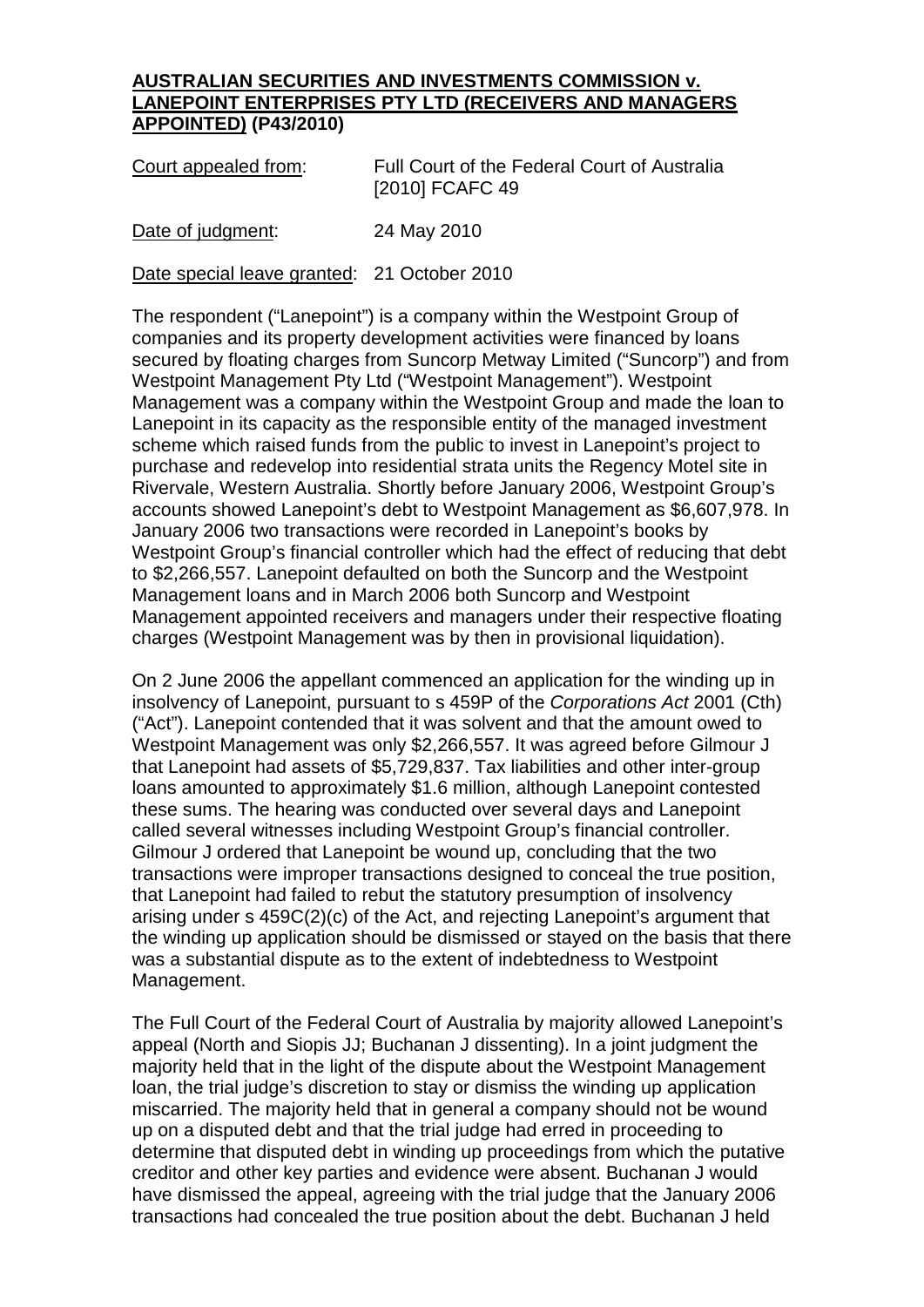**AUSTRALIAN SECURITIES AND INVESTMENTS COMMISSION v. LANEPOINT ENTERPRISES PTY LTD (RECEIVERS AND MANAGERS APPOINTED) (P43/2010)**

| | |
|---|---|
| Court appealed from: | Full Court of the Federal Court of Australia [2010] FCAFC 49 |
| Date of judgment: | 24 May 2010 |
| Date special leave granted: | 21 October 2010 |

The respondent ("Lanepoint") is a company within the Westpoint Group of companies and its property development activities were financed by loans secured by floating charges from Suncorp Metway Limited ("Suncorp") and from Westpoint Management Pty Ltd ("Westpoint Management"). Westpoint Management was a company within the Westpoint Group and made the loan to Lanepoint in its capacity as the responsible entity of the managed investment scheme which raised funds from the public to invest in Lanepoint's project to purchase and redevelop into residential strata units the Regency Motel site in Rivervale, Western Australia. Shortly before January 2006, Westpoint Group's accounts showed Lanepoint's debt to Westpoint Management as $6,607,978. In January 2006 two transactions were recorded in Lanepoint's books by Westpoint Group's financial controller which had the effect of reducing that debt to $2,266,557. Lanepoint defaulted on both the Suncorp and the Westpoint Management loans and in March 2006 both Suncorp and Westpoint Management appointed receivers and managers under their respective floating charges (Westpoint Management was by then in provisional liquidation).

On 2 June 2006 the appellant commenced an application for the winding up in insolvency of Lanepoint, pursuant to s 459P of the *Corporations Act* 2001 (Cth) ("Act"). Lanepoint contended that it was solvent and that the amount owed to Westpoint Management was only $2,266,557. It was agreed before Gilmour J that Lanepoint had assets of $5,729,837. Tax liabilities and other inter-group loans amounted to approximately $1.6 million, although Lanepoint contested these sums. The hearing was conducted over several days and Lanepoint called several witnesses including Westpoint Group's financial controller. Gilmour J ordered that Lanepoint be wound up, concluding that the two transactions were improper transactions designed to conceal the true position, that Lanepoint had failed to rebut the statutory presumption of insolvency arising under s 459C(2)(c) of the Act, and rejecting Lanepoint's argument that the winding up application should be dismissed or stayed on the basis that there was a substantial dispute as to the extent of indebtedness to Westpoint Management.

The Full Court of the Federal Court of Australia by majority allowed Lanepoint's appeal (North and Siopis JJ; Buchanan J dissenting). In a joint judgment the majority held that in the light of the dispute about the Westpoint Management loan, the trial judge's discretion to stay or dismiss the winding up application miscarried. The majority held that in general a company should not be wound up on a disputed debt and that the trial judge had erred in proceeding to determine that disputed debt in winding up proceedings from which the putative creditor and other key parties and evidence were absent. Buchanan J would have dismissed the appeal, agreeing with the trial judge that the January 2006 transactions had concealed the true position about the debt. Buchanan J held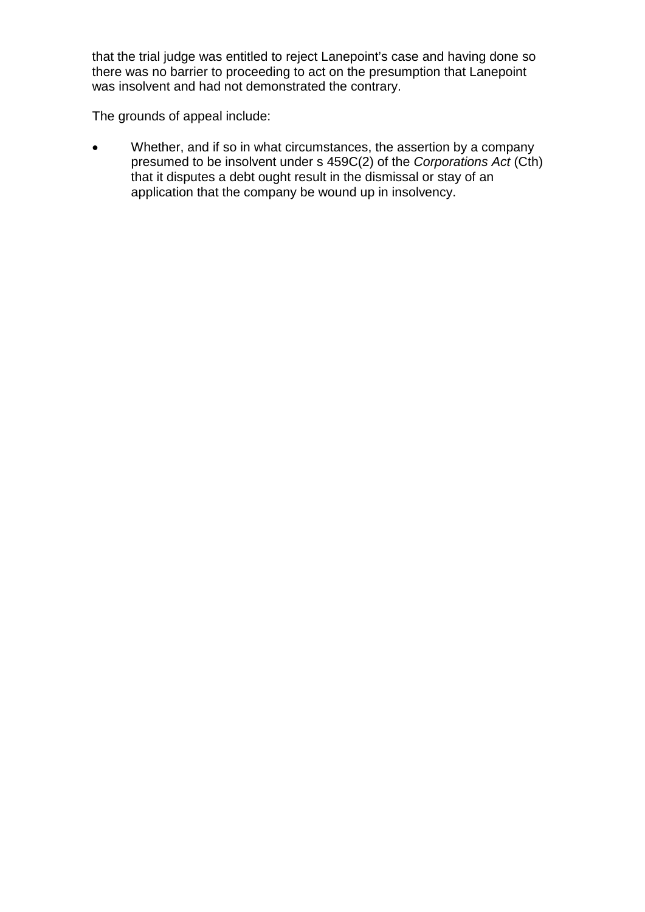that the trial judge was entitled to reject Lanepoint's case and having done so there was no barrier to proceeding to act on the presumption that Lanepoint was insolvent and had not demonstrated the contrary.

The grounds of appeal include:

- Whether, and if so in what circumstances, the assertion by a company presumed to be insolvent under s 459C(2) of the *Corporations Act* (Cth) that it disputes a debt ought result in the dismissal or stay of an application that the company be wound up in insolvency.